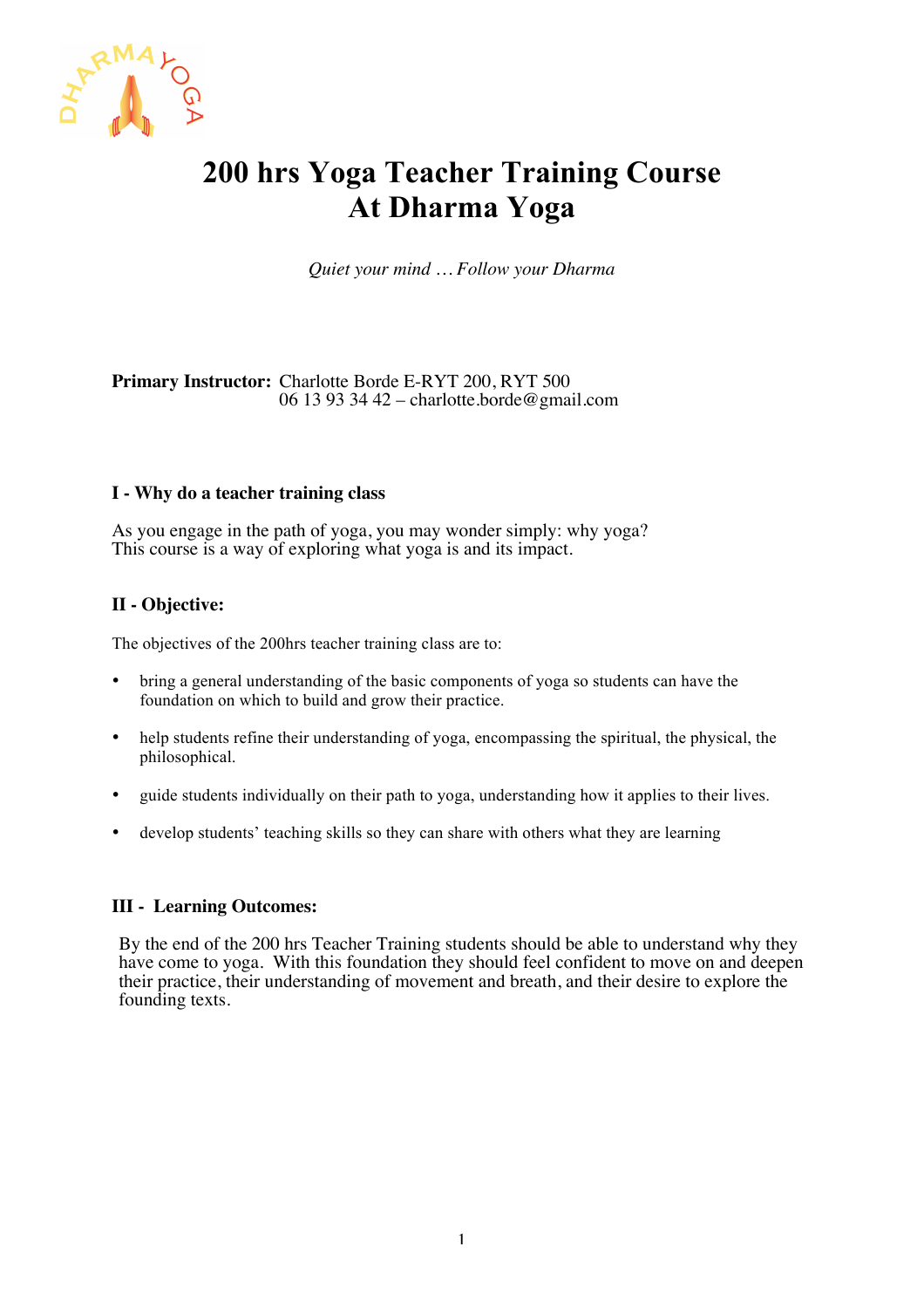# 200 hrs Yoga Teacher Training Course
# At Dharma Yoga

*Quiet your mind … Follow your Dharma*

**Primary Instructor:** Charlotte Borde E-RYT 200, RYT 500
06 13 93 34 42 – charlotte.borde@gmail.com

### I - Why do a teacher training class

As you engage in the path of yoga, you may wonder simply: why yoga?
This course is a way of exploring what yoga is and its impact.

### II - Objective:

The objectives of the 200hrs teacher training class are to:

- bring a general understanding of the basic components of yoga so students can have the foundation on which to build and grow their practice.
- help students refine their understanding of yoga, encompassing the spiritual, the physical, the philosophical.
- guide students individually on their path to yoga, understanding how it applies to their lives.
- develop students' teaching skills so they can share with others what they are learning

### III - Learning Outcomes:

By the end of the 200 hrs Teacher Training students should be able to understand why they have come to yoga. With this foundation they should feel confident to move on and deepen their practice, their understanding of movement and breath, and their desire to explore the founding texts.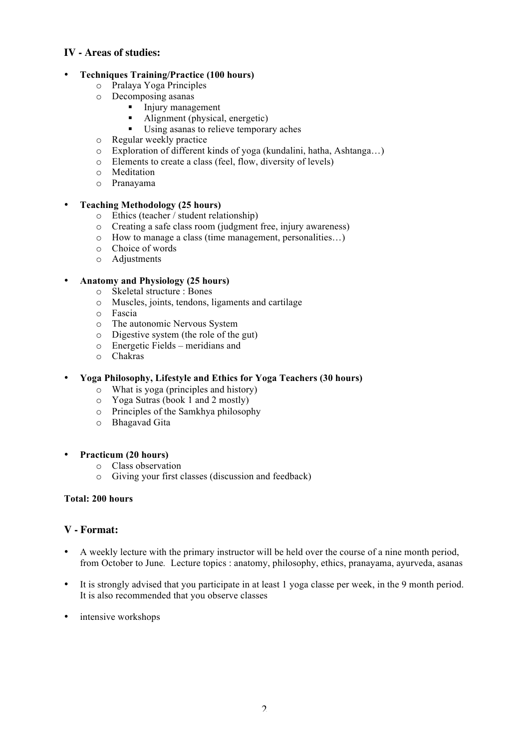## IV - Areas of studies:

- **Techniques Training/Practice (100 hours)**
    - Pralaya Yoga Principles
    - Decomposing asanas
        - Injury management
        - Alignment (physical, energetic)
        - Using asanas to relieve temporary aches
    - Regular weekly practice
    - Exploration of different kinds of yoga (kundalini, hatha, Ashtanga…)
    - Elements to create a class (feel, flow, diversity of levels)
    - Meditation
    - Pranayama

- **Teaching Methodology (25 hours)**
    - Ethics (teacher / student relationship)
    - Creating a safe class room (judgment free, injury awareness)
    - How to manage a class (time management, personalities…)
    - Choice of words
    - Adjustments

- **Anatomy and Physiology (25 hours)**
    - Skeletal structure : Bones
    - Muscles, joints, tendons, ligaments and cartilage
    - Fascia
    - The autonomic Nervous System
    - Digestive system (the role of the gut)
    - Energetic Fields – meridians and
    - Chakras

- **Yoga Philosophy, Lifestyle and Ethics for Yoga Teachers (30 hours)**
    - What is yoga (principles and history)
    - Yoga Sutras (book 1 and 2 mostly)
    - Principles of the Samkhya philosophy
    - Bhagavad Gita

- **Practicum (20 hours)**
    - Class observation
    - Giving your first classes (discussion and feedback)

**Total: 200 hours**

## V - Format:

- A weekly lecture with the primary instructor will be held over the course of a nine month period, from October to June. Lecture topics : anatomy, philosophy, ethics, pranayama, ayurveda, asanas

- It is strongly advised that you participate in at least 1 yoga classe per week, in the 9 month period. It is also recommended that you observe classes

- intensive workshops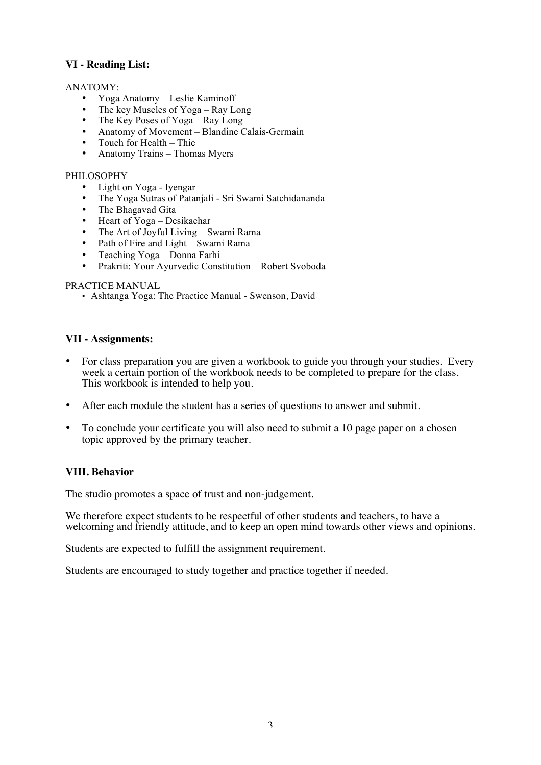## VI - Reading List:

ANATOMY:

- Yoga Anatomy – Leslie Kaminoff
- The key Muscles of Yoga – Ray Long
- The Key Poses of Yoga – Ray Long
- Anatomy of Movement – Blandine Calais-Germain
- Touch for Health – Thie
- Anatomy Trains – Thomas Myers

PHILOSOPHY

- Light on Yoga - Iyengar
- The Yoga Sutras of Patanjali - Sri Swami Satchidananda
- The Bhagavad Gita
- Heart of Yoga – Desikachar
- The Art of Joyful Living – Swami Rama
- Path of Fire and Light – Swami Rama
- Teaching Yoga – Donna Farhi
- Prakriti: Your Ayurvedic Constitution – Robert Svoboda

PRACTICE MANUAL

- Ashtanga Yoga: The Practice Manual - Swenson, David

## VII - Assignments:

- For class preparation you are given a workbook to guide you through your studies. Every week a certain portion of the workbook needs to be completed to prepare for the class. This workbook is intended to help you.
- After each module the student has a series of questions to answer and submit.
- To conclude your certificate you will also need to submit a 10 page paper on a chosen topic approved by the primary teacher.

## VIII. Behavior

The studio promotes a space of trust and non-judgement.

We therefore expect students to be respectful of other students and teachers, to have a welcoming and friendly attitude, and to keep an open mind towards other views and opinions.

Students are expected to fulfill the assignment requirement.

Students are encouraged to study together and practice together if needed.